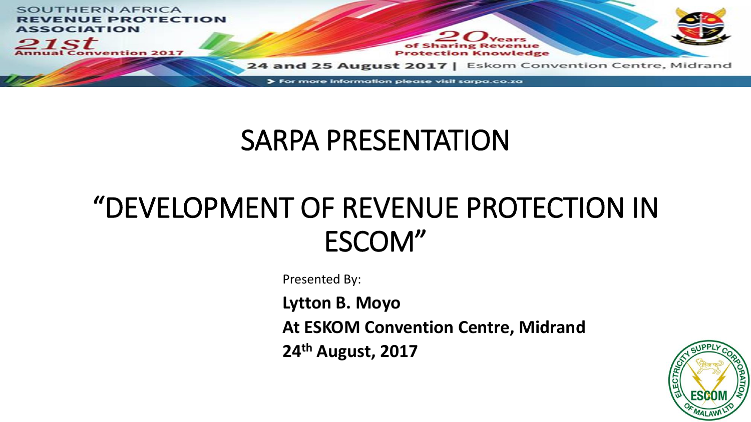SOUTHERN AFRICA **REVENUE PROTECTION ASSOCIATION**

21st Annual Convention 2017

20 Years of Sharing Revenue Protection Knowledge

24 and 25 August 2017 | Eskom Convention Centre, Midrand

> For more information please visit sarpa.co.za

# SARPA PRESENTATION

# "DEVELOPMENT OF REVENUE PROTECTION IN ESCOM"

Presented By:

**Lytton B. Moyo**

**At ESKOM Convention Centre, Midrand**

**24th August, 2017**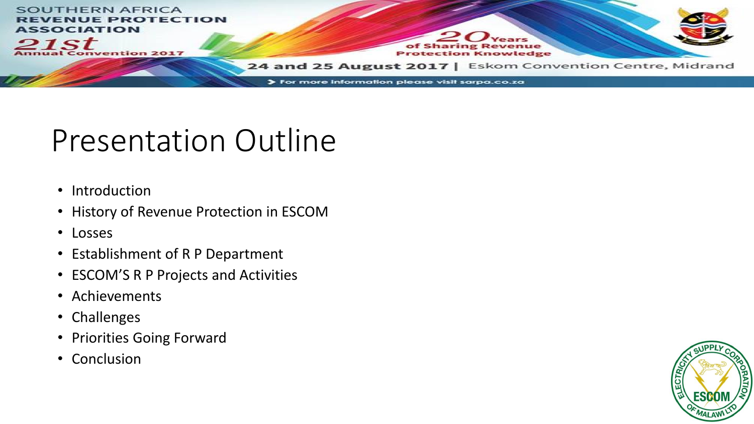# Presentation Outline

- Introduction
- History of Revenue Protection in ESCOM
- Losses
- Establishment of R P Department
- ESCOM'S R P Projects and Activities
- Achievements
- Challenges
- Priorities Going Forward
- Conclusion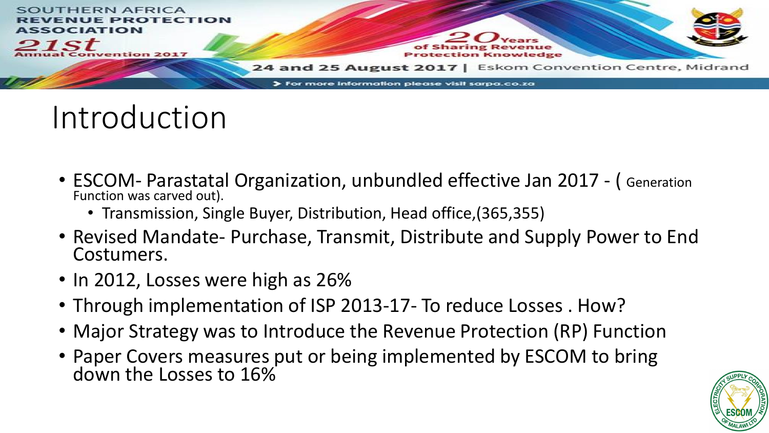# Introduction

- ESCOM- Parastatal Organization, unbundled effective Jan 2017 - ( Generation Function was carved out).
  - Transmission, Single Buyer, Distribution, Head office,(365,355)
- Revised Mandate- Purchase, Transmit, Distribute and Supply Power to End Costumers.
- In 2012, Losses were high as 26%
- Through implementation of ISP 2013-17- To reduce Losses . How?
- Major Strategy was to Introduce the Revenue Protection (RP) Function
- Paper Covers measures put or being implemented by ESCOM to bring down the Losses to 16%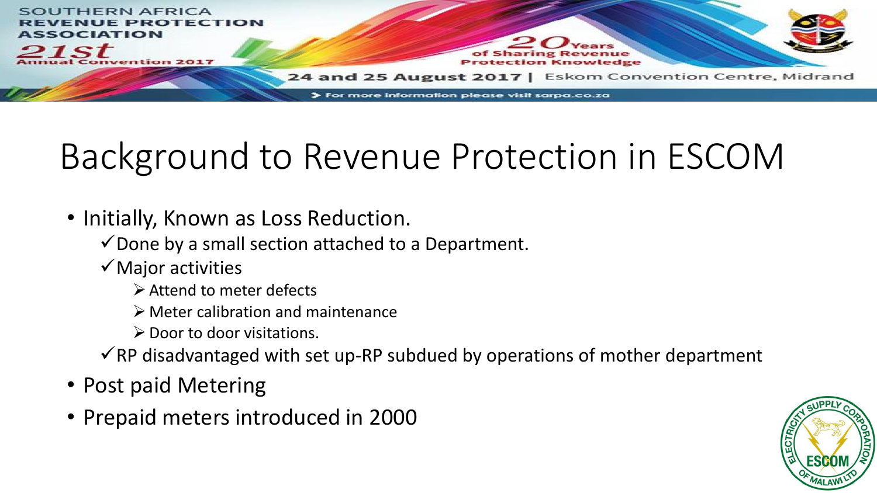# Background to Revenue Protection in ESCOM

- Initially, Known as Loss Reduction.
  - ✓Done by a small section attached to a Department.
  - ✓Major activities
    - ➢ Attend to meter defects
    - ➢ Meter calibration and maintenance
    - ➢ Door to door visitations.
  - ✓RP disadvantaged with set up-RP subdued by operations of mother department
- Post paid Metering
- Prepaid meters introduced in 2000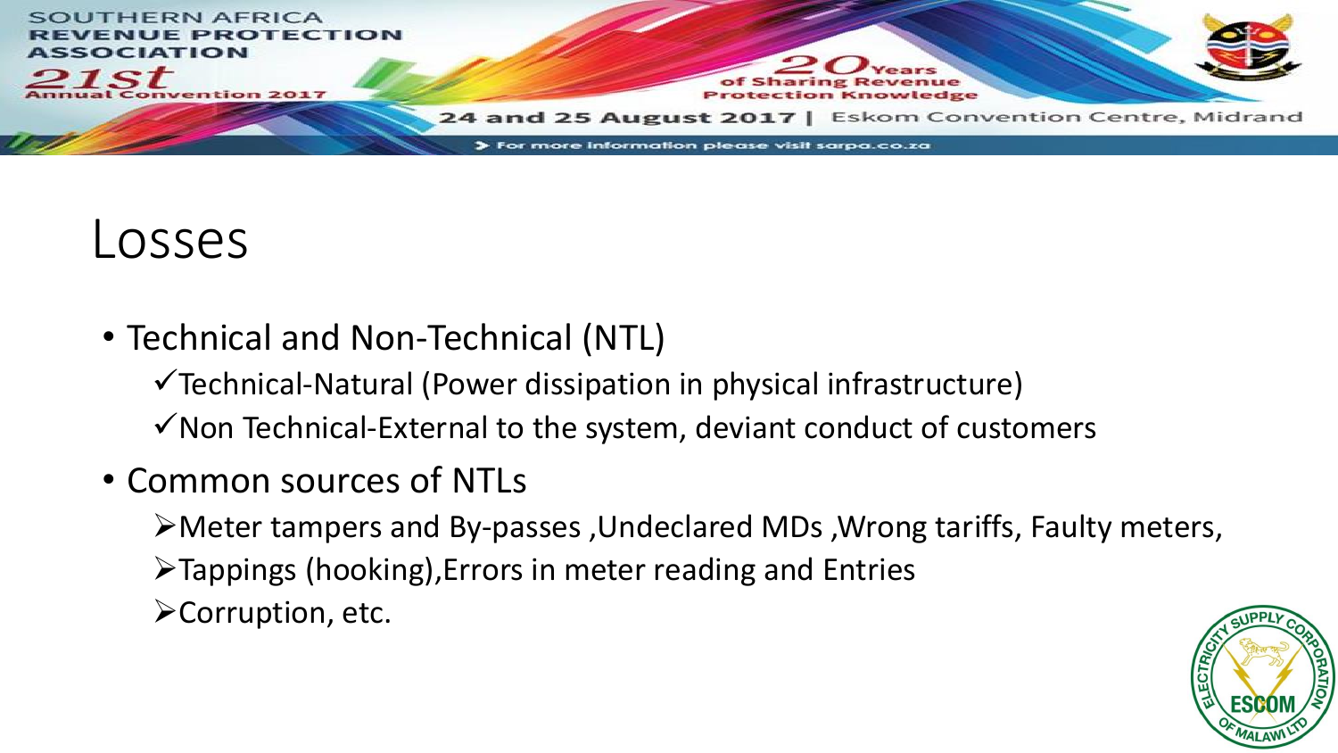# Losses

- Technical and Non-Technical (NTL)
  - ✓Technical-Natural (Power dissipation in physical infrastructure)
  - ✓Non Technical-External to the system, deviant conduct of customers
- Common sources of NTLs
  - ➢Meter tampers and By-passes ,Undeclared MDs ,Wrong tariffs, Faulty meters,
  - ➢Tappings (hooking),Errors in meter reading and Entries
  - ➢Corruption, etc.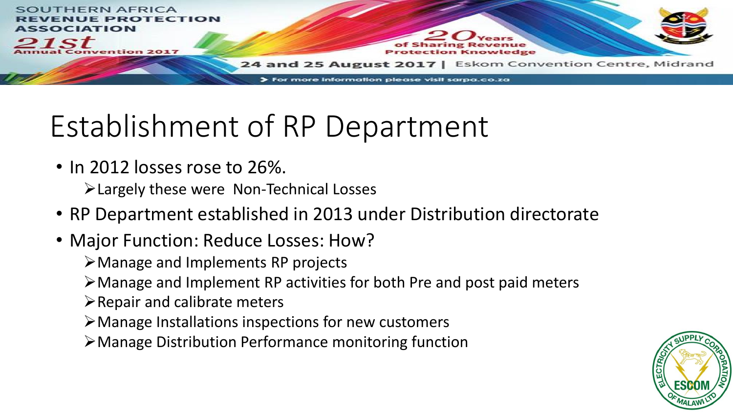# Establishment of RP Department

- In 2012 losses rose to 26%.
  - Largely these were Non-Technical Losses
- RP Department established in 2013 under Distribution directorate
- Major Function: Reduce Losses: How?
  - Manage and Implements RP projects
  - Manage and Implement RP activities for both Pre and post paid meters
  - Repair and calibrate meters
  - Manage Installations inspections for new customers
  - Manage Distribution Performance monitoring function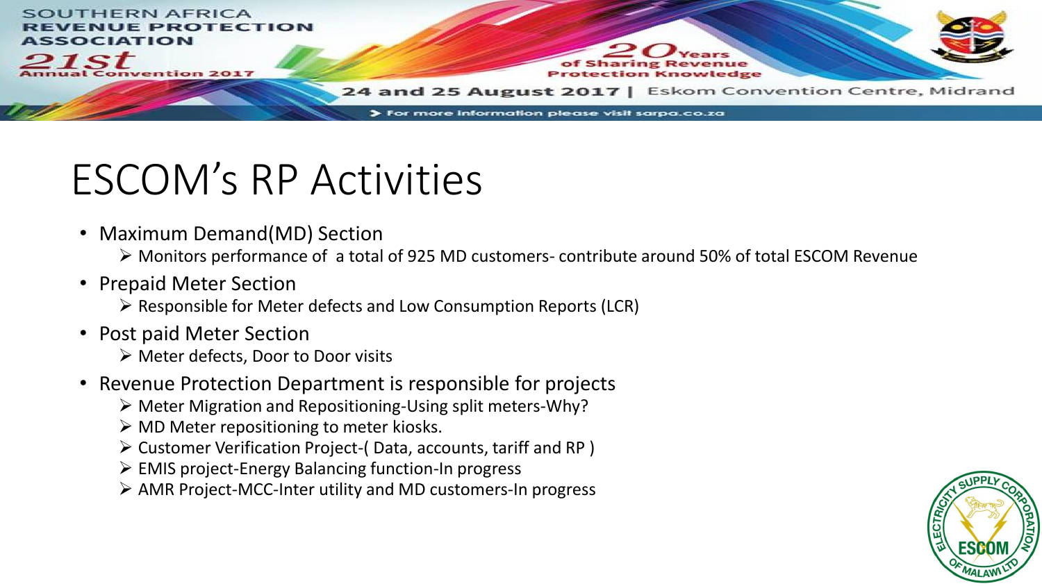# ESCOM's RP Activities

- Maximum Demand(MD) Section
  - Monitors performance of a total of 925 MD customers- contribute around 50% of total ESCOM Revenue
- Prepaid Meter Section
  - Responsible for Meter defects and Low Consumption Reports (LCR)
- Post paid Meter Section
  - Meter defects, Door to Door visits
- Revenue Protection Department is responsible for projects
  - Meter Migration and Repositioning-Using split meters-Why?
  - MD Meter repositioning to meter kiosks.
  - Customer Verification Project-( Data, accounts, tariff and RP )
  - EMIS project-Energy Balancing function-In progress
  - AMR Project-MCC-Inter utility and MD customers-In progress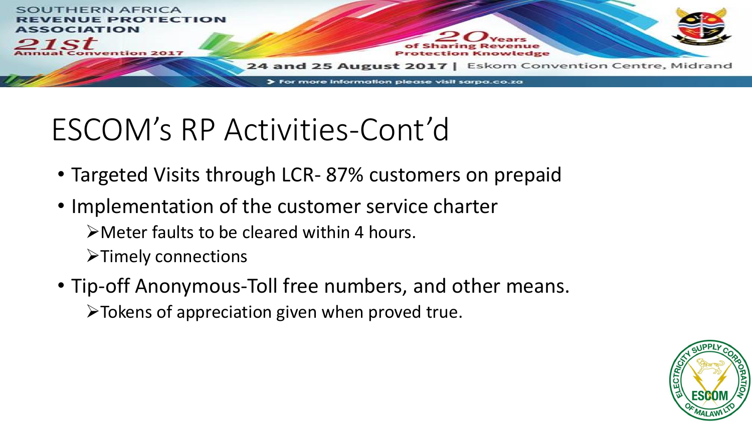# ESCOM's RP Activities-Cont'd

- Targeted Visits through LCR- 87% customers on prepaid
- Implementation of the customer service charter
  - Meter faults to be cleared within 4 hours.
  - Timely connections
- Tip-off Anonymous-Toll free numbers, and other means.
  - Tokens of appreciation given when proved true.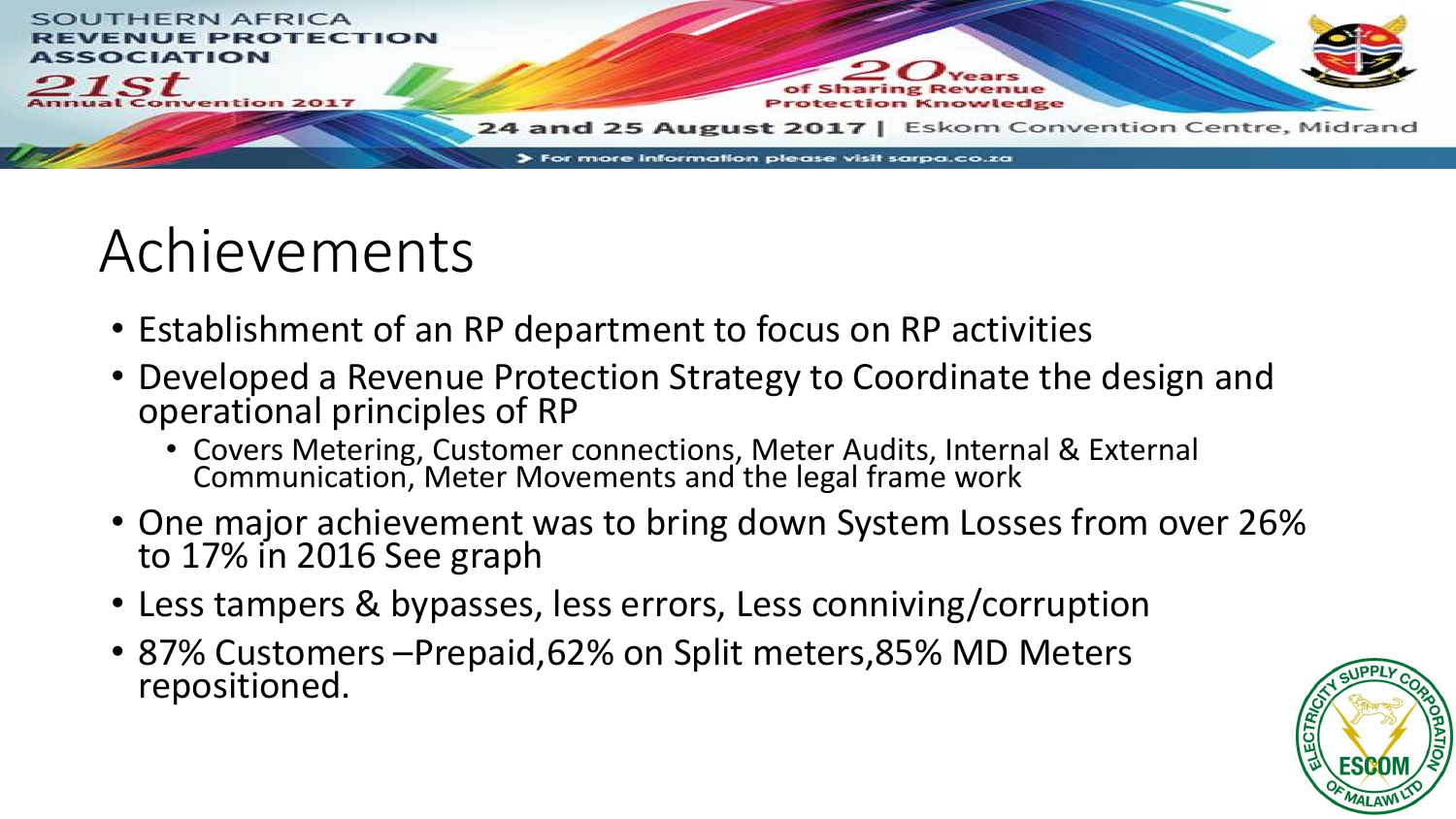# Achievements

- Establishment of an RP department to focus on RP activities
- Developed a Revenue Protection Strategy to Coordinate the design and operational principles of RP
  - Covers Metering, Customer connections, Meter Audits, Internal & External Communication, Meter Movements and the legal frame work
- One major achievement was to bring down System Losses from over 26% to 17% in 2016 See graph
- Less tampers & bypasses, less errors, Less conniving/corruption
- 87% Customers –Prepaid,62% on Split meters,85% MD Meters repositioned.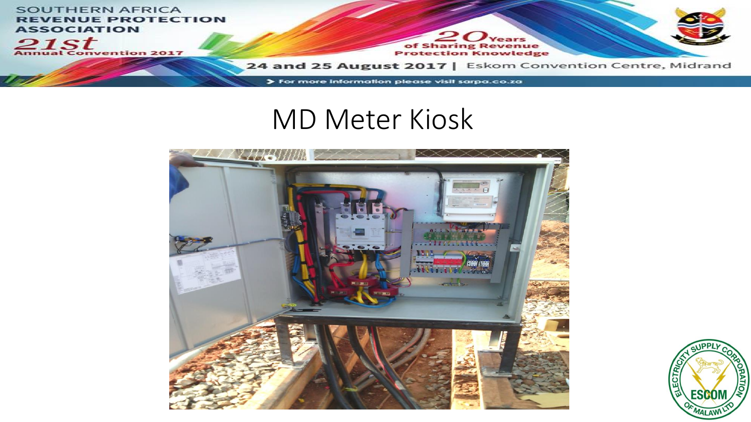# MD Meter Kiosk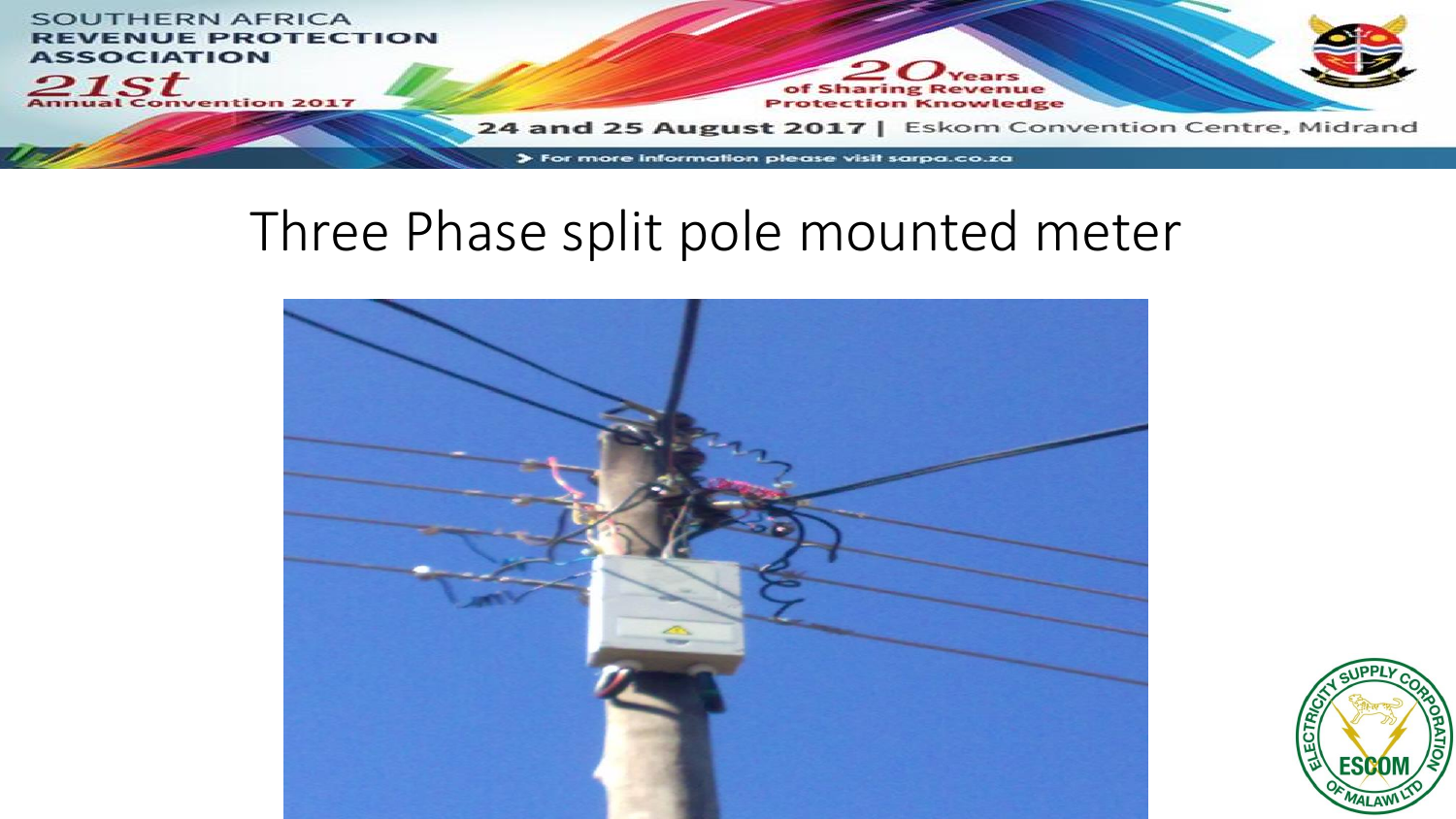# Three Phase split pole mounted meter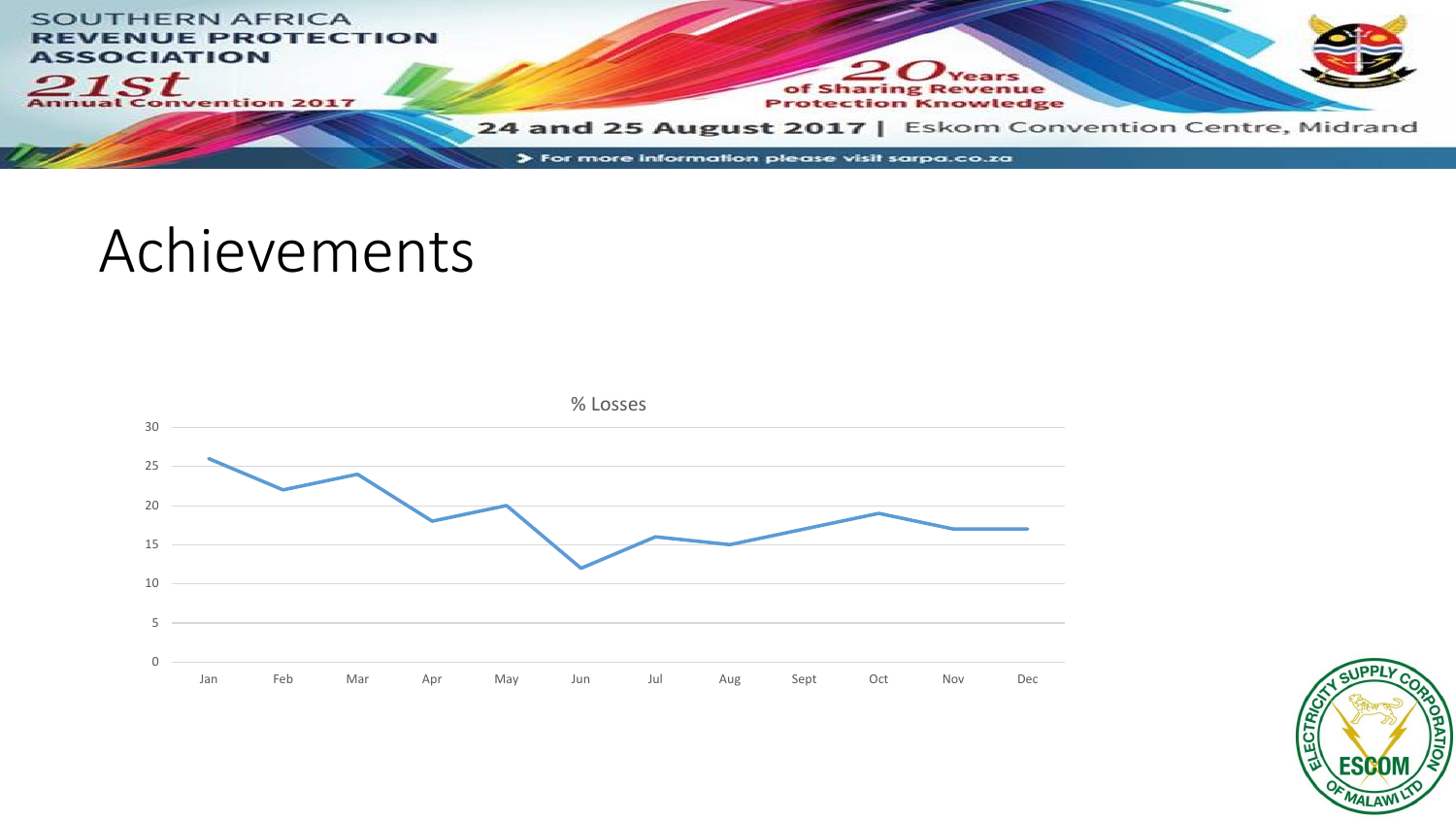# Achievements

% Losses

| Month | % Losses |
|---|---|
| Jan | 26 |
| Feb | 22 |
| Mar | 24 |
| Apr | 18 |
| May | 20 |
| Jun | 12 |
| Jul | 16 |
| Aug | 15 |
| Sept | 17 |
| Oct | 19 |
| Nov | 17 |
| Dec | 17 |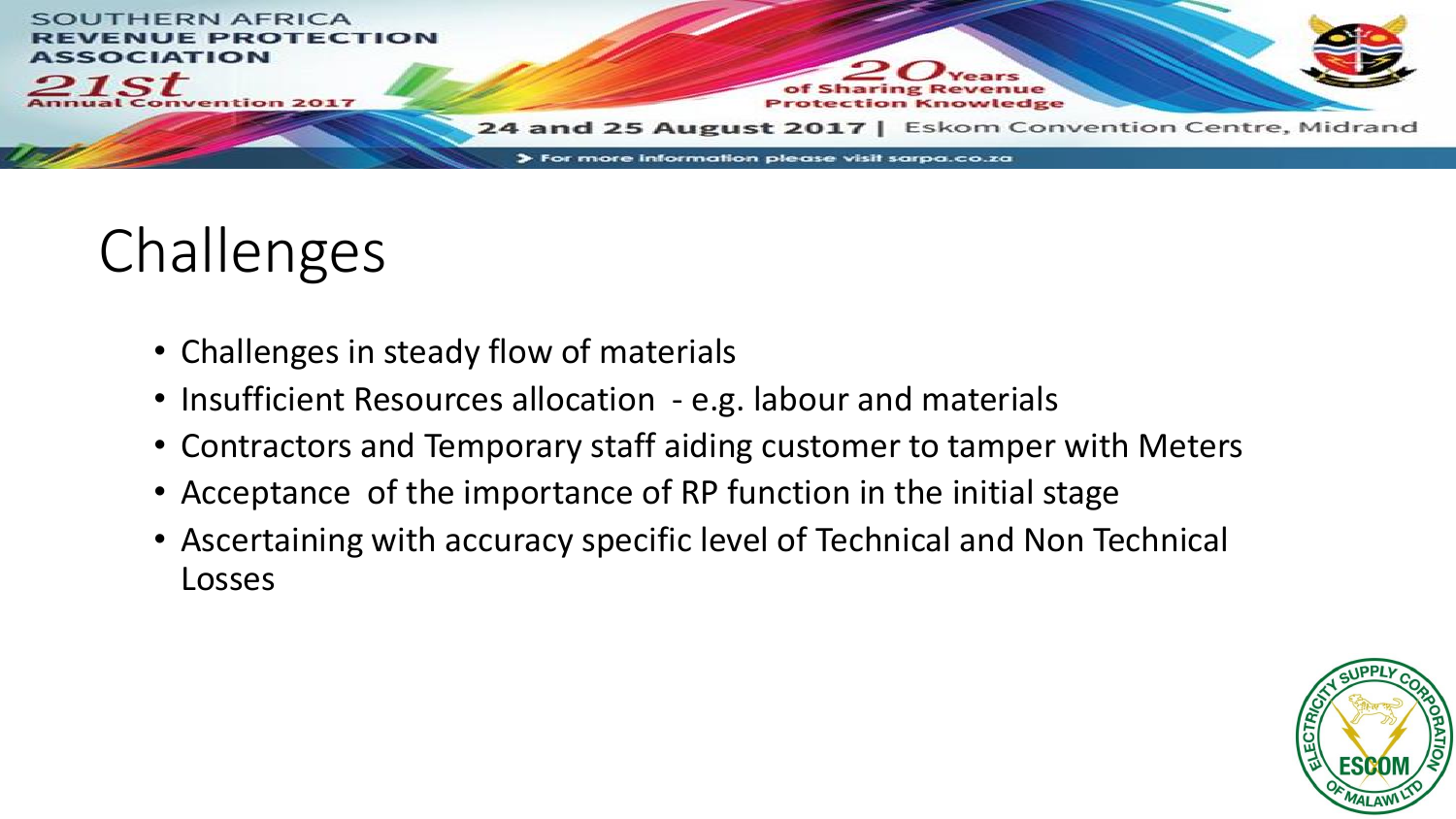# Challenges

- Challenges in steady flow of materials
- Insufficient Resources allocation - e.g. labour and materials
- Contractors and Temporary staff aiding customer to tamper with Meters
- Acceptance of the importance of RP function in the initial stage
- Ascertaining with accuracy specific level of Technical and Non Technical Losses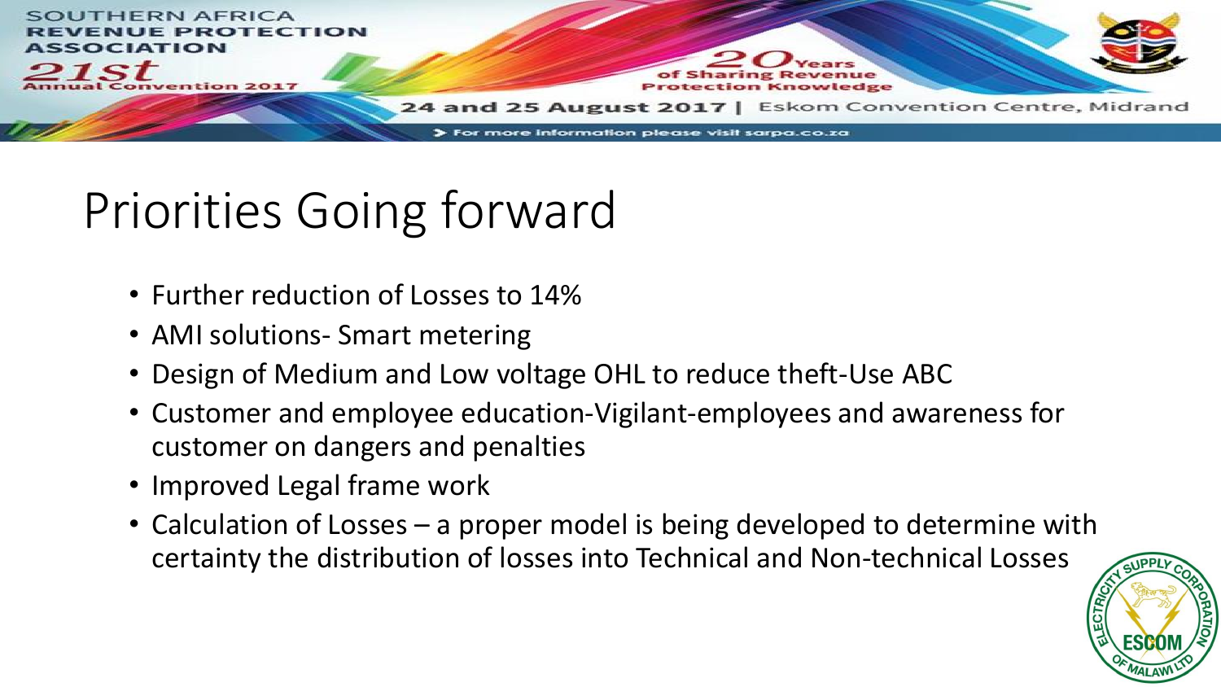# Priorities Going forward

- Further reduction of Losses to 14%
- AMI solutions- Smart metering
- Design of Medium and Low voltage OHL to reduce theft-Use ABC
- Customer and employee education-Vigilant-employees and awareness for customer on dangers and penalties
- Improved Legal frame work
- Calculation of Losses – a proper model is being developed to determine with certainty the distribution of losses into Technical and Non-technical Losses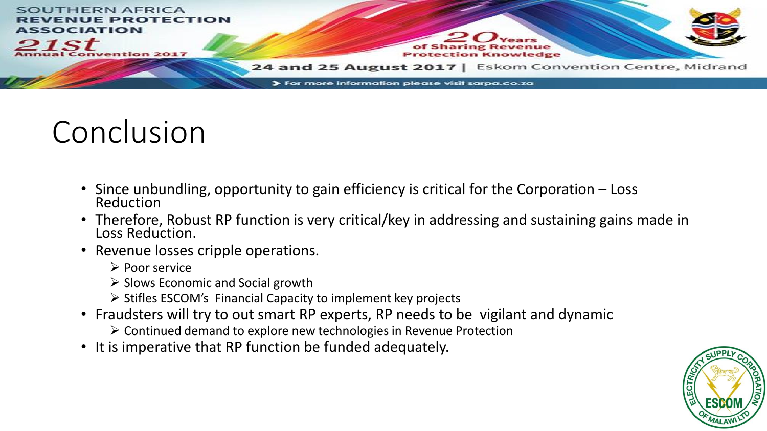# Conclusion

- Since unbundling, opportunity to gain efficiency is critical for the Corporation – Loss Reduction
- Therefore, Robust RP function is very critical/key in addressing and sustaining gains made in Loss Reduction.
- Revenue losses cripple operations.
  - Poor service
  - Slows Economic and Social growth
  - Stifles ESCOM's Financial Capacity to implement key projects
- Fraudsters will try to out smart RP experts, RP needs to be vigilant and dynamic
  - Continued demand to explore new technologies in Revenue Protection
- It is imperative that RP function be funded adequately.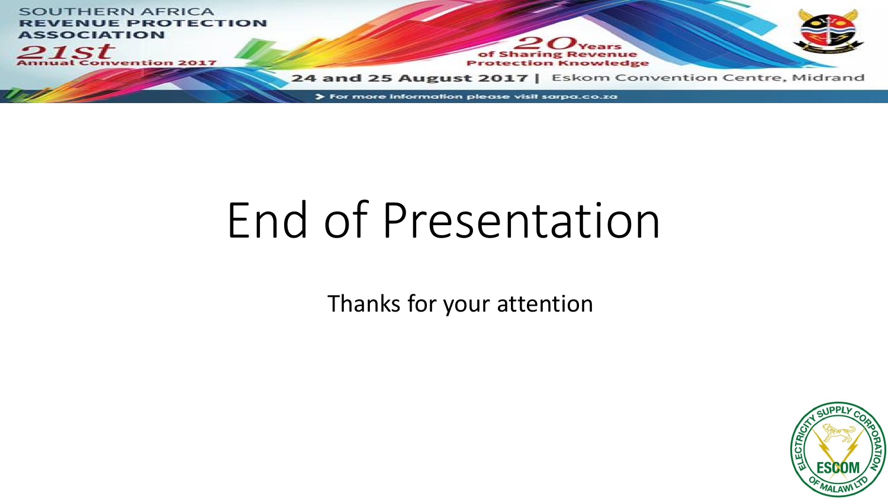# End of Presentation

Thanks for your attention